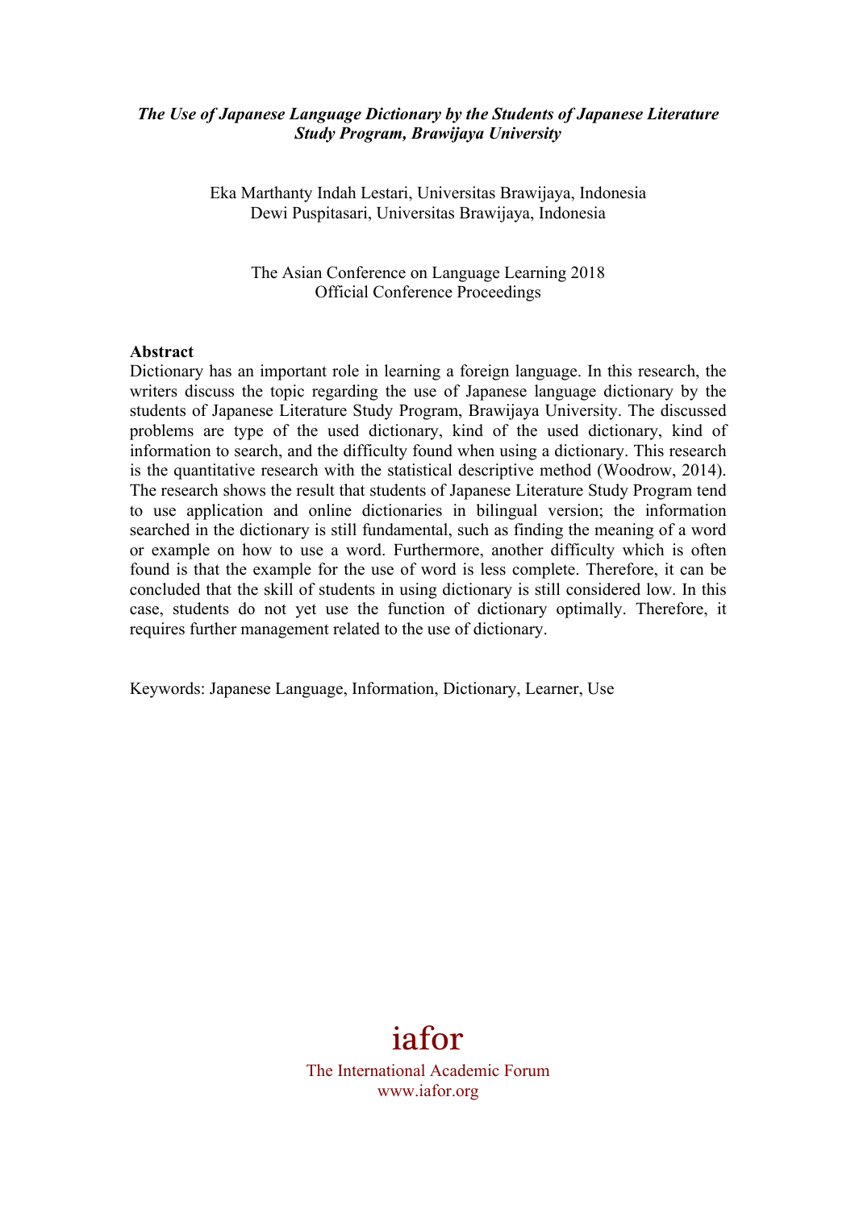***The Use of Japanese Language Dictionary by the Students of Japanese Literature Study Program, Brawijaya University***

Eka Marthanty Indah Lestari, Universitas Brawijaya, Indonesia
Dewi Puspitasari, Universitas Brawijaya, Indonesia

The Asian Conference on Language Learning 2018
Official Conference Proceedings

**Abstract**

Dictionary has an important role in learning a foreign language. In this research, the writers discuss the topic regarding the use of Japanese language dictionary by the students of Japanese Literature Study Program, Brawijaya University. The discussed problems are type of the used dictionary, kind of the used dictionary, kind of information to search, and the difficulty found when using a dictionary. This research is the quantitative research with the statistical descriptive method (Woodrow, 2014). The research shows the result that students of Japanese Literature Study Program tend to use application and online dictionaries in bilingual version; the information searched in the dictionary is still fundamental, such as finding the meaning of a word or example on how to use a word. Furthermore, another difficulty which is often found is that the example for the use of word is less complete. Therefore, it can be concluded that the skill of students in using dictionary is still considered low. In this case, students do not yet use the function of dictionary optimally. Therefore, it requires further management related to the use of dictionary.

Keywords: Japanese Language, Information, Dictionary, Learner, Use

iafor
The International Academic Forum
www.iafor.org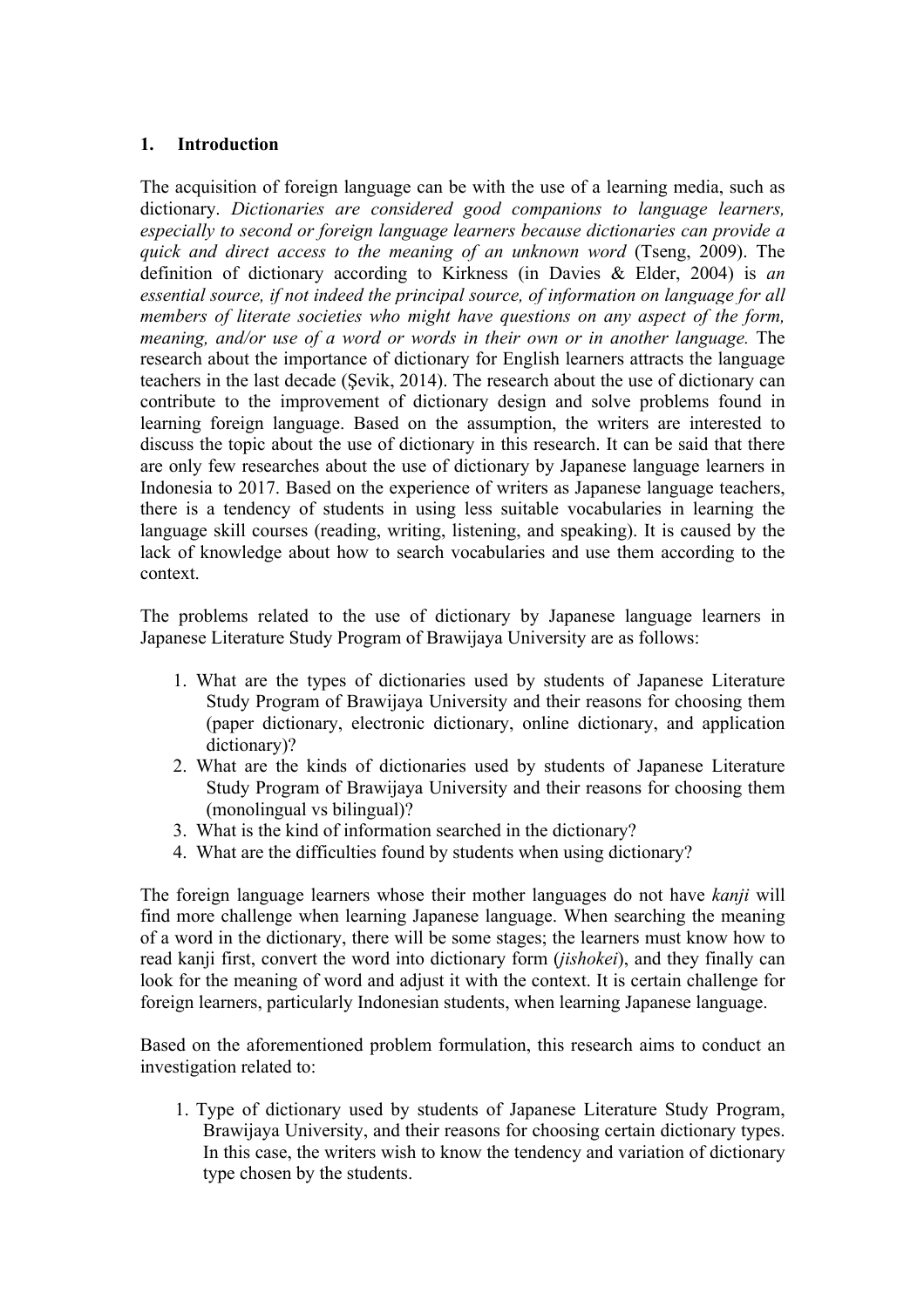## 1. Introduction

The acquisition of foreign language can be with the use of a learning media, such as dictionary. *Dictionaries are considered good companions to language learners, especially to second or foreign language learners because dictionaries can provide a quick and direct access to the meaning of an unknown word* (Tseng, 2009). The definition of dictionary according to Kirkness (in Davies & Elder, 2004) is *an essential source, if not indeed the principal source, of information on language for all members of literate societies who might have questions on any aspect of the form, meaning, and/or use of a word or words in their own or in another language.* The research about the importance of dictionary for English learners attracts the language teachers in the last decade (Şevik, 2014). The research about the use of dictionary can contribute to the improvement of dictionary design and solve problems found in learning foreign language. Based on the assumption, the writers are interested to discuss the topic about the use of dictionary in this research. It can be said that there are only few researches about the use of dictionary by Japanese language learners in Indonesia to 2017. Based on the experience of writers as Japanese language teachers, there is a tendency of students in using less suitable vocabularies in learning the language skill courses (reading, writing, listening, and speaking). It is caused by the lack of knowledge about how to search vocabularies and use them according to the context.

The problems related to the use of dictionary by Japanese language learners in Japanese Literature Study Program of Brawijaya University are as follows:

1. What are the types of dictionaries used by students of Japanese Literature Study Program of Brawijaya University and their reasons for choosing them (paper dictionary, electronic dictionary, online dictionary, and application dictionary)?
2. What are the kinds of dictionaries used by students of Japanese Literature Study Program of Brawijaya University and their reasons for choosing them (monolingual vs bilingual)?
3. What is the kind of information searched in the dictionary?
4. What are the difficulties found by students when using dictionary?

The foreign language learners whose their mother languages do not have *kanji* will find more challenge when learning Japanese language. When searching the meaning of a word in the dictionary, there will be some stages; the learners must know how to read kanji first, convert the word into dictionary form (*jishokei*), and they finally can look for the meaning of word and adjust it with the context. It is certain challenge for foreign learners, particularly Indonesian students, when learning Japanese language.

Based on the aforementioned problem formulation, this research aims to conduct an investigation related to:

1. Type of dictionary used by students of Japanese Literature Study Program, Brawijaya University, and their reasons for choosing certain dictionary types. In this case, the writers wish to know the tendency and variation of dictionary type chosen by the students.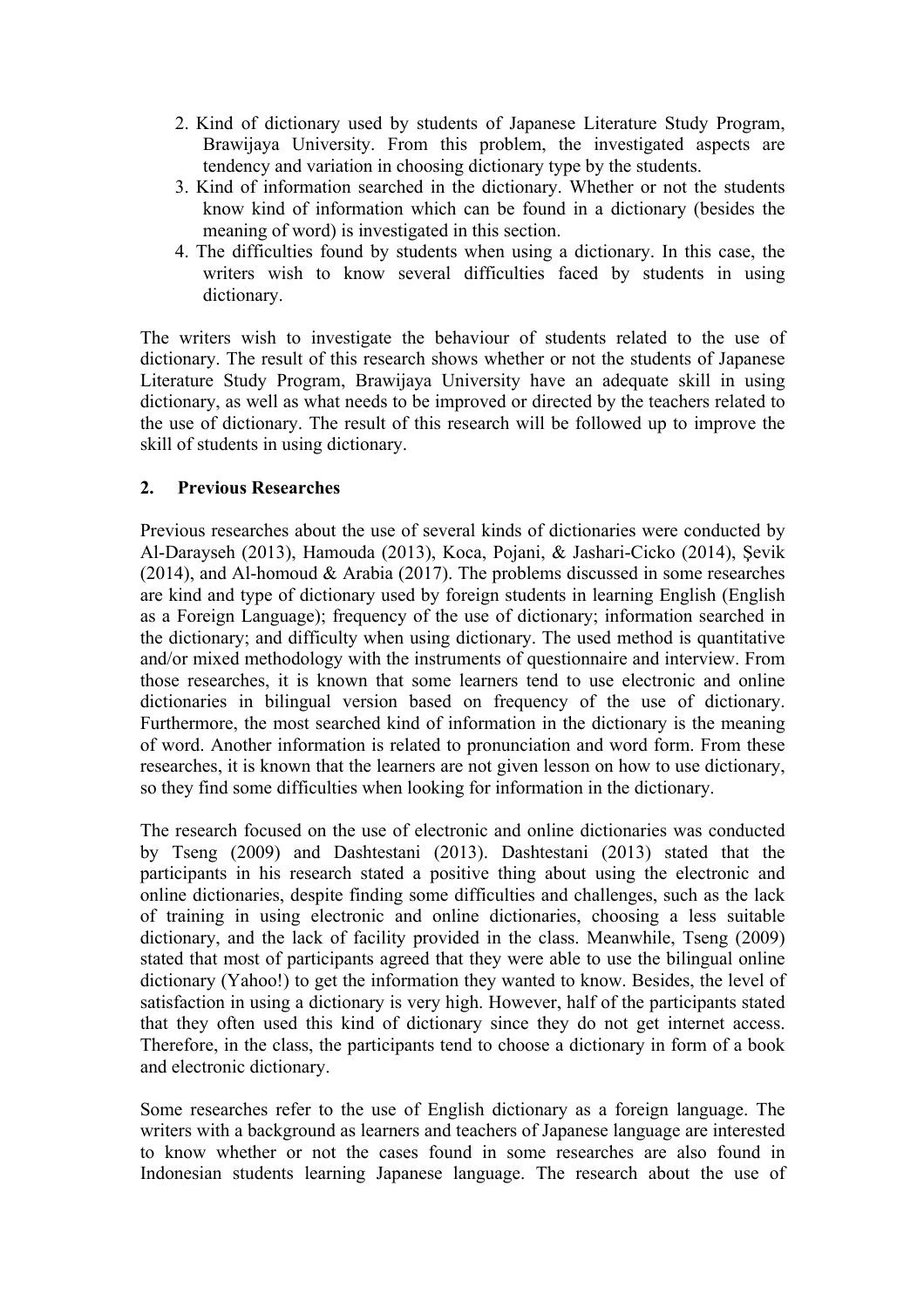2. Kind of dictionary used by students of Japanese Literature Study Program, Brawijaya University. From this problem, the investigated aspects are tendency and variation in choosing dictionary type by the students.
3. Kind of information searched in the dictionary. Whether or not the students know kind of information which can be found in a dictionary (besides the meaning of word) is investigated in this section.
4. The difficulties found by students when using a dictionary. In this case, the writers wish to know several difficulties faced by students in using dictionary.

The writers wish to investigate the behaviour of students related to the use of dictionary. The result of this research shows whether or not the students of Japanese Literature Study Program, Brawijaya University have an adequate skill in using dictionary, as well as what needs to be improved or directed by the teachers related to the use of dictionary. The result of this research will be followed up to improve the skill of students in using dictionary.

## 2. Previous Researches

Previous researches about the use of several kinds of dictionaries were conducted by Al-Darayseh (2013), Hamouda (2013), Koca, Pojani, & Jashari-Cicko (2014), Şevik (2014), and Al-homoud & Arabia (2017). The problems discussed in some researches are kind and type of dictionary used by foreign students in learning English (English as a Foreign Language); frequency of the use of dictionary; information searched in the dictionary; and difficulty when using dictionary. The used method is quantitative and/or mixed methodology with the instruments of questionnaire and interview. From those researches, it is known that some learners tend to use electronic and online dictionaries in bilingual version based on frequency of the use of dictionary. Furthermore, the most searched kind of information in the dictionary is the meaning of word. Another information is related to pronunciation and word form. From these researches, it is known that the learners are not given lesson on how to use dictionary, so they find some difficulties when looking for information in the dictionary.

The research focused on the use of electronic and online dictionaries was conducted by Tseng (2009) and Dashtestani (2013). Dashtestani (2013) stated that the participants in his research stated a positive thing about using the electronic and online dictionaries, despite finding some difficulties and challenges, such as the lack of training in using electronic and online dictionaries, choosing a less suitable dictionary, and the lack of facility provided in the class. Meanwhile, Tseng (2009) stated that most of participants agreed that they were able to use the bilingual online dictionary (Yahoo!) to get the information they wanted to know. Besides, the level of satisfaction in using a dictionary is very high. However, half of the participants stated that they often used this kind of dictionary since they do not get internet access. Therefore, in the class, the participants tend to choose a dictionary in form of a book and electronic dictionary.

Some researches refer to the use of English dictionary as a foreign language. The writers with a background as learners and teachers of Japanese language are interested to know whether or not the cases found in some researches are also found in Indonesian students learning Japanese language. The research about the use of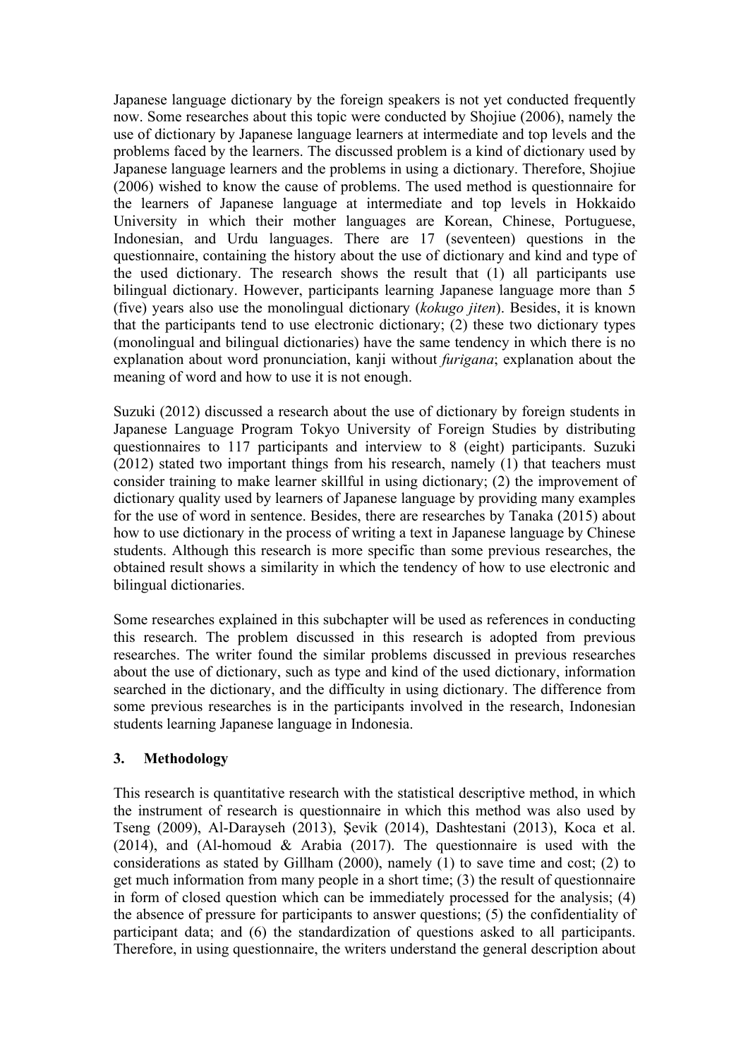Japanese language dictionary by the foreign speakers is not yet conducted frequently now. Some researches about this topic were conducted by Shojiue (2006), namely the use of dictionary by Japanese language learners at intermediate and top levels and the problems faced by the learners. The discussed problem is a kind of dictionary used by Japanese language learners and the problems in using a dictionary. Therefore, Shojiue (2006) wished to know the cause of problems. The used method is questionnaire for the learners of Japanese language at intermediate and top levels in Hokkaido University in which their mother languages are Korean, Chinese, Portuguese, Indonesian, and Urdu languages. There are 17 (seventeen) questions in the questionnaire, containing the history about the use of dictionary and kind and type of the used dictionary. The research shows the result that (1) all participants use bilingual dictionary. However, participants learning Japanese language more than 5 (five) years also use the monolingual dictionary (*kokugo jiten*). Besides, it is known that the participants tend to use electronic dictionary; (2) these two dictionary types (monolingual and bilingual dictionaries) have the same tendency in which there is no explanation about word pronunciation, kanji without *furigana*; explanation about the meaning of word and how to use it is not enough.

Suzuki (2012) discussed a research about the use of dictionary by foreign students in Japanese Language Program Tokyo University of Foreign Studies by distributing questionnaires to 117 participants and interview to 8 (eight) participants. Suzuki (2012) stated two important things from his research, namely (1) that teachers must consider training to make learner skillful in using dictionary; (2) the improvement of dictionary quality used by learners of Japanese language by providing many examples for the use of word in sentence. Besides, there are researches by Tanaka (2015) about how to use dictionary in the process of writing a text in Japanese language by Chinese students. Although this research is more specific than some previous researches, the obtained result shows a similarity in which the tendency of how to use electronic and bilingual dictionaries.

Some researches explained in this subchapter will be used as references in conducting this research. The problem discussed in this research is adopted from previous researches. The writer found the similar problems discussed in previous researches about the use of dictionary, such as type and kind of the used dictionary, information searched in the dictionary, and the difficulty in using dictionary. The difference from some previous researches is in the participants involved in the research, Indonesian students learning Japanese language in Indonesia.

## 3. Methodology

This research is quantitative research with the statistical descriptive method, in which the instrument of research is questionnaire in which this method was also used by Tseng (2009), Al-Darayseh (2013), Şevik (2014), Dashtestani (2013), Koca et al. (2014), and (Al-homoud & Arabia (2017). The questionnaire is used with the considerations as stated by Gillham (2000), namely (1) to save time and cost; (2) to get much information from many people in a short time; (3) the result of questionnaire in form of closed question which can be immediately processed for the analysis; (4) the absence of pressure for participants to answer questions; (5) the confidentiality of participant data; and (6) the standardization of questions asked to all participants. Therefore, in using questionnaire, the writers understand the general description about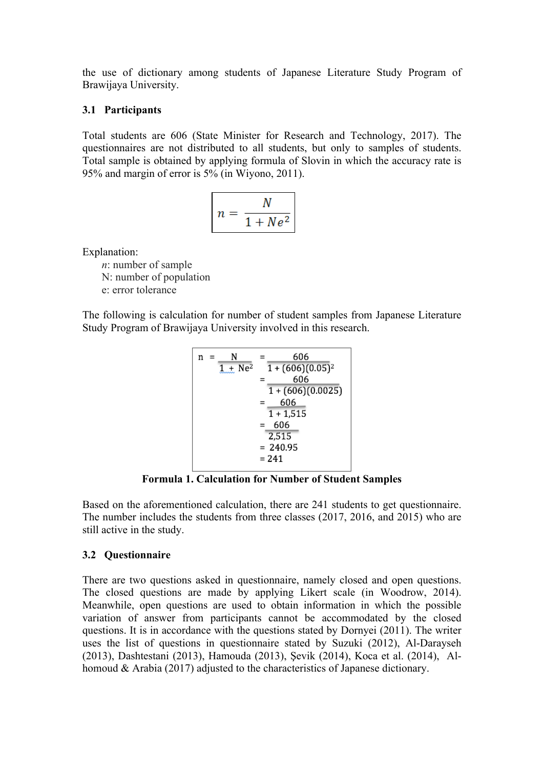the use of dictionary among students of Japanese Literature Study Program of Brawijaya University.

### 3.1 Participants

Total students are 606 (State Minister for Research and Technology, 2017). The questionnaires are not distributed to all students, but only to samples of students. Total sample is obtained by applying formula of Slovin in which the accuracy rate is 95% and margin of error is 5% (in Wiyono, 2011).

$$n = \frac{N}{1 + Ne^2}$$

Explanation:

*n*: number of sample
N: number of population
e: error tolerance

The following is calculation for number of student samples from Japanese Literature Study Program of Brawijaya University involved in this research.

$$\begin{aligned} n = \frac{N}{1 + Ne^2} &= \frac{606}{1 + (606)(0.05)^2} \\ &= \frac{606}{1 + (606)(0.0025)} \\ &= \frac{606}{1 + 1{,}515} \\ &= \frac{606}{2{,}515} \\ &= 240.95 \\ &= 241 \end{aligned}$$

**Formula 1. Calculation for Number of Student Samples**

Based on the aforementioned calculation, there are 241 students to get questionnaire. The number includes the students from three classes (2017, 2016, and 2015) who are still active in the study.

### 3.2 Questionnaire

There are two questions asked in questionnaire, namely closed and open questions. The closed questions are made by applying Likert scale (in Woodrow, 2014). Meanwhile, open questions are used to obtain information in which the possible variation of answer from participants cannot be accommodated by the closed questions. It is in accordance with the questions stated by Dornyei (2011). The writer uses the list of questions in questionnaire stated by Suzuki (2012), Al-Darayseh (2013), Dashtestani (2013), Hamouda (2013), Şevik (2014), Koca et al. (2014), Al-homoud & Arabia (2017) adjusted to the characteristics of Japanese dictionary.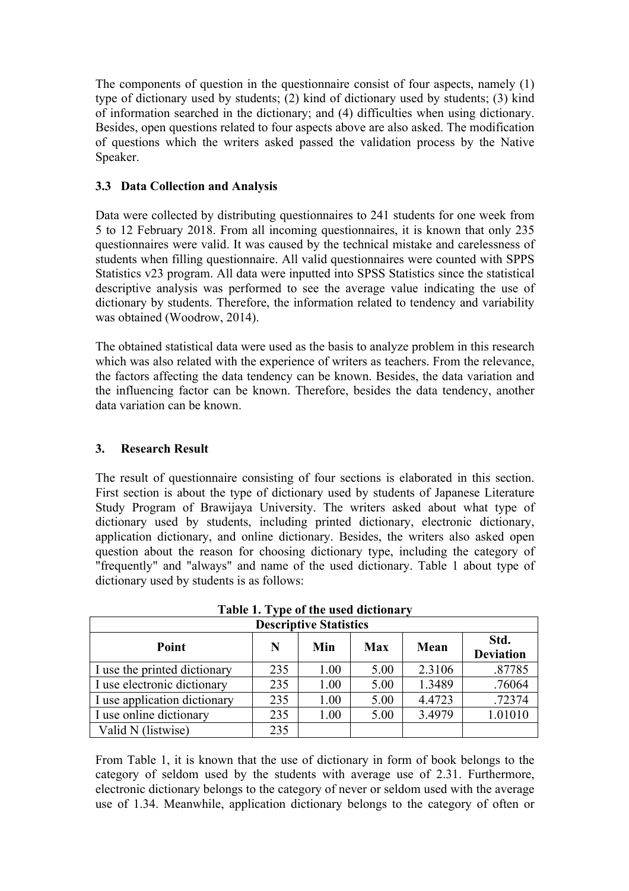The components of question in the questionnaire consist of four aspects, namely (1) type of dictionary used by students; (2) kind of dictionary used by students; (3) kind of information searched in the dictionary; and (4) difficulties when using dictionary. Besides, open questions related to four aspects above are also asked. The modification of questions which the writers asked passed the validation process by the Native Speaker.

### 3.3 Data Collection and Analysis

Data were collected by distributing questionnaires to 241 students for one week from 5 to 12 February 2018. From all incoming questionnaires, it is known that only 235 questionnaires were valid. It was caused by the technical mistake and carelessness of students when filling questionnaire. All valid questionnaires were counted with SPPS Statistics v23 program. All data were inputted into SPSS Statistics since the statistical descriptive analysis was performed to see the average value indicating the use of dictionary by students. Therefore, the information related to tendency and variability was obtained (Woodrow, 2014).

The obtained statistical data were used as the basis to analyze problem in this research which was also related with the experience of writers as teachers. From the relevance, the factors affecting the data tendency can be known. Besides, the data variation and the influencing factor can be known. Therefore, besides the data tendency, another data variation can be known.

## 3. Research Result

The result of questionnaire consisting of four sections is elaborated in this section. First section is about the type of dictionary used by students of Japanese Literature Study Program of Brawijaya University. The writers asked about what type of dictionary used by students, including printed dictionary, electronic dictionary, application dictionary, and online dictionary. Besides, the writers also asked open question about the reason for choosing dictionary type, including the category of "frequently" and "always" and name of the used dictionary. Table 1 about type of dictionary used by students is as follows:

**Table 1. Type of the used dictionary**

| Descriptive Statistics | | | | | |
|---|---|---|---|---|---|
| **Point** | **N** | **Min** | **Max** | **Mean** | **Std. Deviation** |
| I use the printed dictionary | 235 | 1.00 | 5.00 | 2.3106 | .87785 |
| I use electronic dictionary | 235 | 1.00 | 5.00 | 1.3489 | .76064 |
| I use application dictionary | 235 | 1.00 | 5.00 | 4.4723 | .72374 |
| I use online dictionary | 235 | 1.00 | 5.00 | 3.4979 | 1.01010 |
| Valid N (listwise) | 235 | | | | |

From Table 1, it is known that the use of dictionary in form of book belongs to the category of seldom used by the students with average use of 2.31. Furthermore, electronic dictionary belongs to the category of never or seldom used with the average use of 1.34. Meanwhile, application dictionary belongs to the category of often or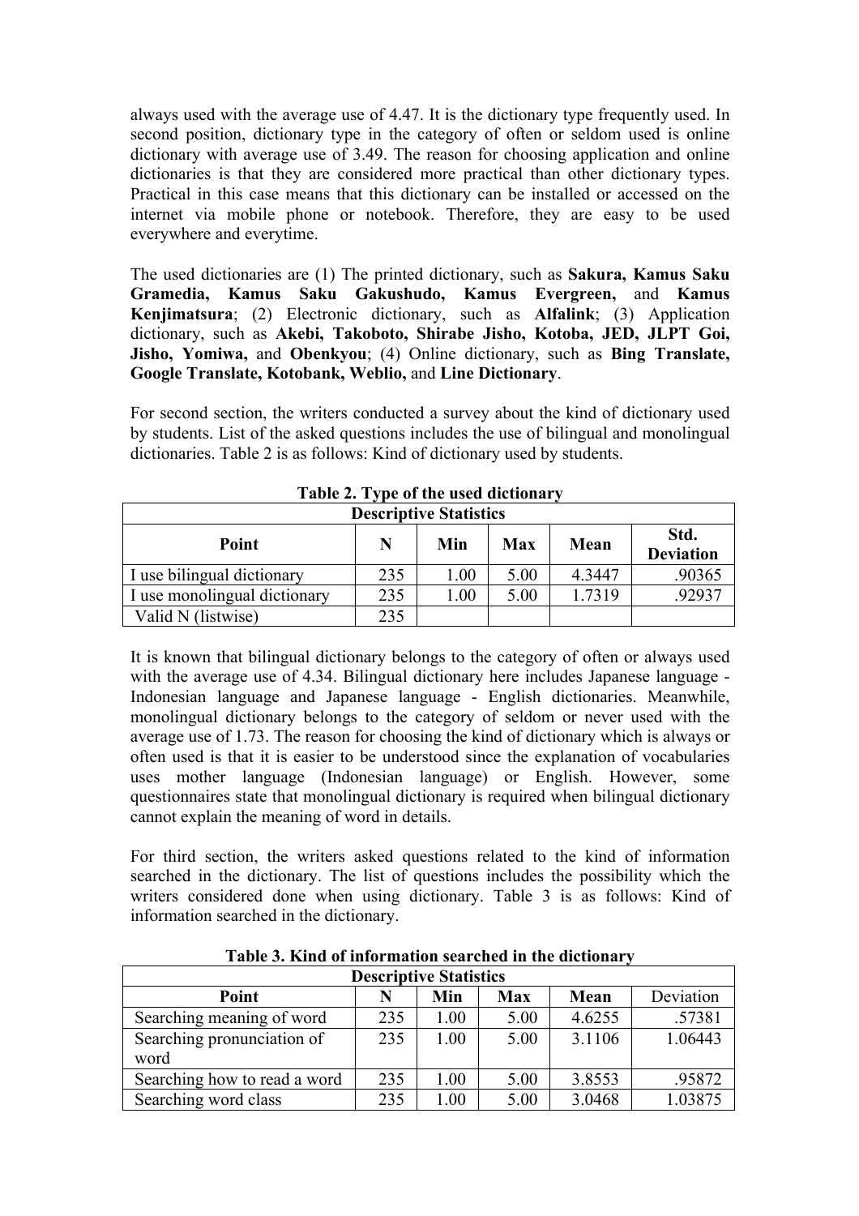always used with the average use of 4.47. It is the dictionary type frequently used. In second position, dictionary type in the category of often or seldom used is online dictionary with average use of 3.49. The reason for choosing application and online dictionaries is that they are considered more practical than other dictionary types. Practical in this case means that this dictionary can be installed or accessed on the internet via mobile phone or notebook. Therefore, they are easy to be used everywhere and everytime.

The used dictionaries are (1) The printed dictionary, such as **Sakura, Kamus Saku Gramedia, Kamus Saku Gakushudo, Kamus Evergreen,** and **Kamus Kenjimatsura**; (2) Electronic dictionary, such as **Alfalink**; (3) Application dictionary, such as **Akebi, Takoboto, Shirabe Jisho, Kotoba, JED, JLPT Goi, Jisho, Yomiwa,** and **Obenkyou**; (4) Online dictionary, such as **Bing Translate, Google Translate, Kotobank, Weblio,** and **Line Dictionary**.

For second section, the writers conducted a survey about the kind of dictionary used by students. List of the asked questions includes the use of bilingual and monolingual dictionaries. Table 2 is as follows: Kind of dictionary used by students.

**Table 2. Type of the used dictionary**

| Descriptive Statistics | | | | | |
|---|---|---|---|---|---|
| **Point** | **N** | **Min** | **Max** | **Mean** | **Std. Deviation** |
| I use bilingual dictionary | 235 | 1.00 | 5.00 | 4.3447 | .90365 |
| I use monolingual dictionary | 235 | 1.00 | 5.00 | 1.7319 | .92937 |
| Valid N (listwise) | 235 | | | | |

It is known that bilingual dictionary belongs to the category of often or always used with the average use of 4.34. Bilingual dictionary here includes Japanese language - Indonesian language and Japanese language - English dictionaries. Meanwhile, monolingual dictionary belongs to the category of seldom or never used with the average use of 1.73. The reason for choosing the kind of dictionary which is always or often used is that it is easier to be understood since the explanation of vocabularies uses mother language (Indonesian language) or English. However, some questionnaires state that monolingual dictionary is required when bilingual dictionary cannot explain the meaning of word in details.

For third section, the writers asked questions related to the kind of information searched in the dictionary. The list of questions includes the possibility which the writers considered done when using dictionary. Table 3 is as follows: Kind of information searched in the dictionary.

**Table 3. Kind of information searched in the dictionary**

| Descriptive Statistics | | | | | |
|---|---|---|---|---|---|
| **Point** | **N** | **Min** | **Max** | **Mean** | Deviation |
| Searching meaning of word | 235 | 1.00 | 5.00 | 4.6255 | .57381 |
| Searching pronunciation of word | 235 | 1.00 | 5.00 | 3.1106 | 1.06443 |
| Searching how to read a word | 235 | 1.00 | 5.00 | 3.8553 | .95872 |
| Searching word class | 235 | 1.00 | 5.00 | 3.0468 | 1.03875 |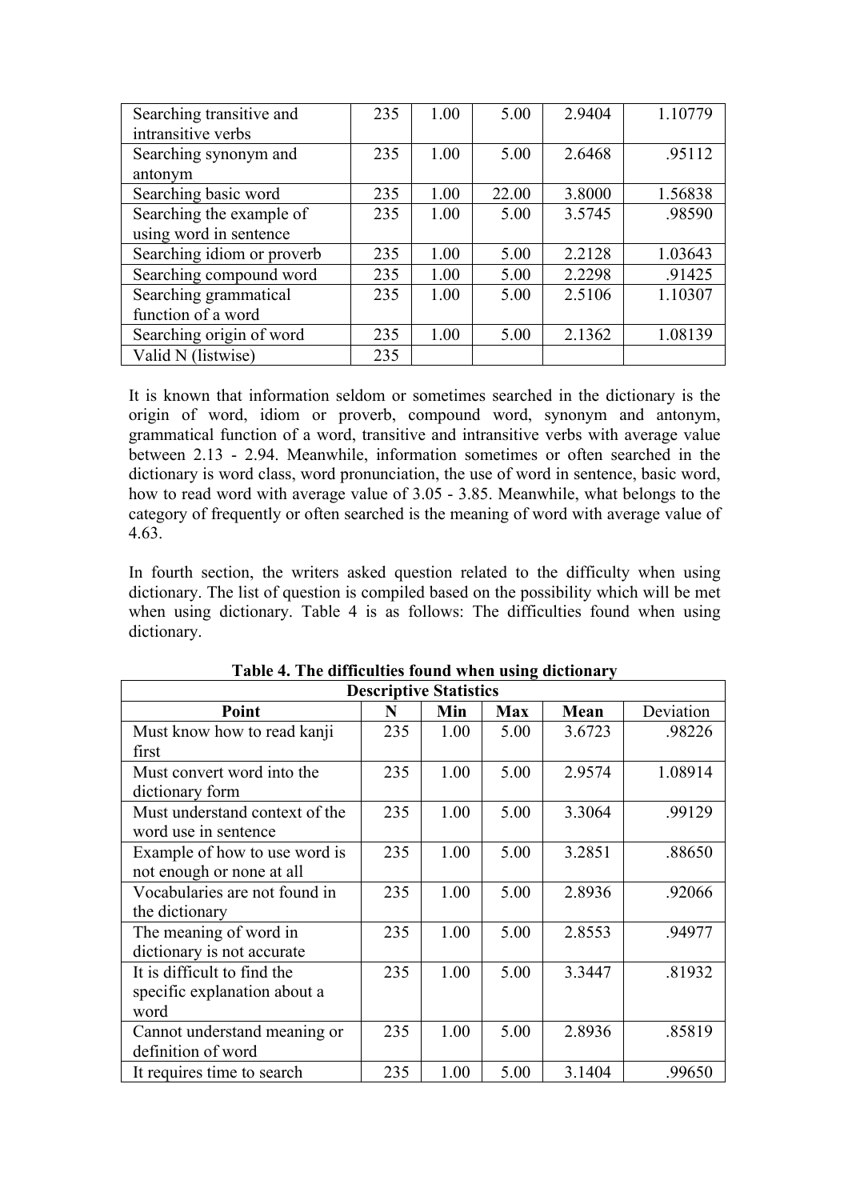| | | | | | |
|---|---|---|---|---|---|
| Searching transitive and intransitive verbs | 235 | 1.00 | 5.00 | 2.9404 | 1.10779 |
| Searching synonym and antonym | 235 | 1.00 | 5.00 | 2.6468 | .95112 |
| Searching basic word | 235 | 1.00 | 22.00 | 3.8000 | 1.56838 |
| Searching the example of using word in sentence | 235 | 1.00 | 5.00 | 3.5745 | .98590 |
| Searching idiom or proverb | 235 | 1.00 | 5.00 | 2.2128 | 1.03643 |
| Searching compound word | 235 | 1.00 | 5.00 | 2.2298 | .91425 |
| Searching grammatical function of a word | 235 | 1.00 | 5.00 | 2.5106 | 1.10307 |
| Searching origin of word | 235 | 1.00 | 5.00 | 2.1362 | 1.08139 |
| Valid N (listwise) | 235 | | | | |

It is known that information seldom or sometimes searched in the dictionary is the origin of word, idiom or proverb, compound word, synonym and antonym, grammatical function of a word, transitive and intransitive verbs with average value between 2.13 - 2.94. Meanwhile, information sometimes or often searched in the dictionary is word class, word pronunciation, the use of word in sentence, basic word, how to read word with average value of 3.05 - 3.85. Meanwhile, what belongs to the category of frequently or often searched is the meaning of word with average value of 4.63.

In fourth section, the writers asked question related to the difficulty when using dictionary. The list of question is compiled based on the possibility which will be met when using dictionary. Table 4 is as follows: The difficulties found when using dictionary.

**Table 4. The difficulties found when using dictionary**

| **Descriptive Statistics** | | | | | |
|---|---|---|---|---|---|
| **Point** | **N** | **Min** | **Max** | **Mean** | Deviation |
| Must know how to read kanji first | 235 | 1.00 | 5.00 | 3.6723 | .98226 |
| Must convert word into the dictionary form | 235 | 1.00 | 5.00 | 2.9574 | 1.08914 |
| Must understand context of the word use in sentence | 235 | 1.00 | 5.00 | 3.3064 | .99129 |
| Example of how to use word is not enough or none at all | 235 | 1.00 | 5.00 | 3.2851 | .88650 |
| Vocabularies are not found in the dictionary | 235 | 1.00 | 5.00 | 2.8936 | .92066 |
| The meaning of word in dictionary is not accurate | 235 | 1.00 | 5.00 | 2.8553 | .94977 |
| It is difficult to find the specific explanation about a word | 235 | 1.00 | 5.00 | 3.3447 | .81932 |
| Cannot understand meaning or definition of word | 235 | 1.00 | 5.00 | 2.8936 | .85819 |
| It requires time to search | 235 | 1.00 | 5.00 | 3.1404 | .99650 |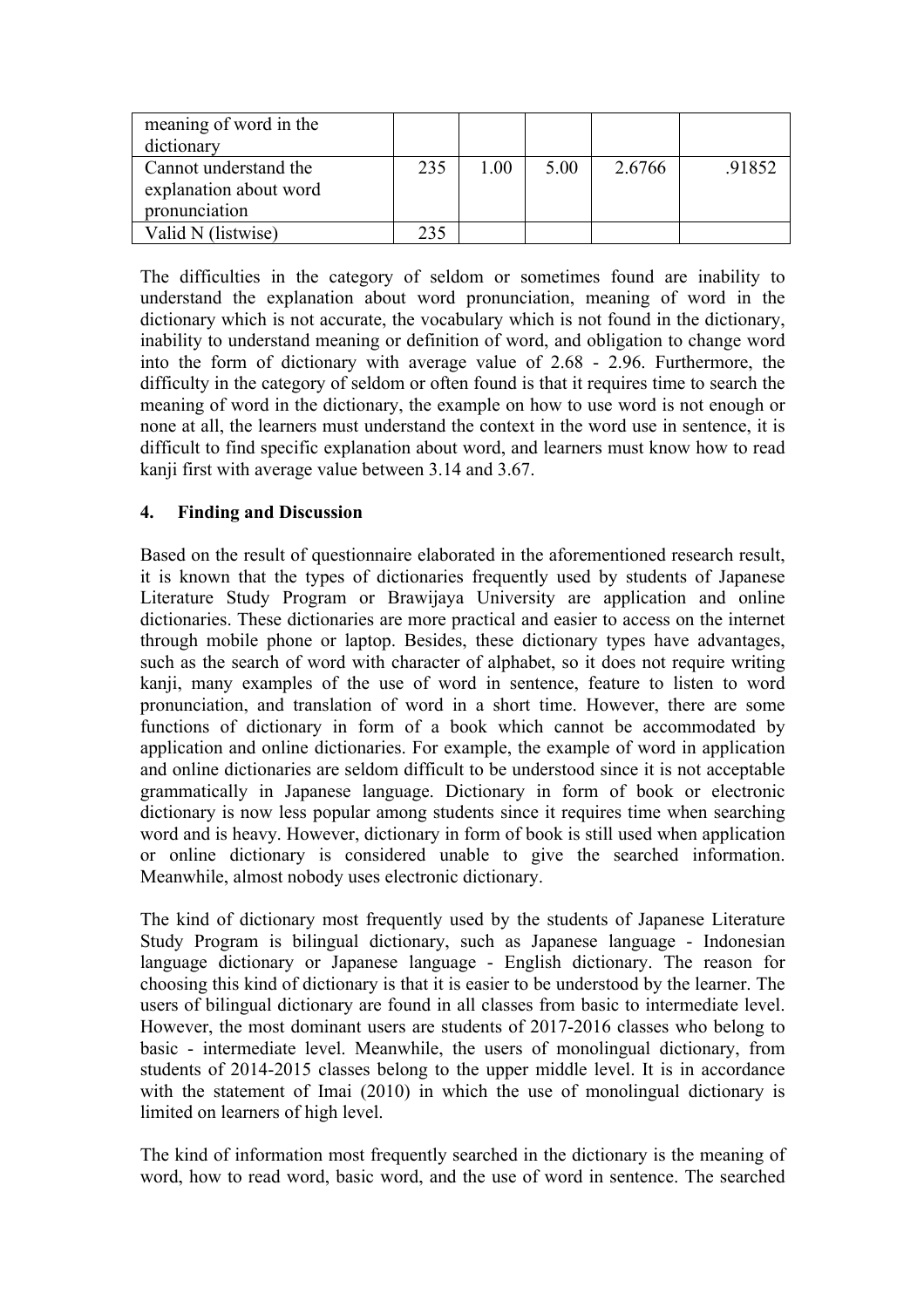| | | | | | |
|---|---|---|---|---|---|
| meaning of word in the dictionary | | | | | |
| Cannot understand the explanation about word pronunciation | 235 | 1.00 | 5.00 | 2.6766 | .91852 |
| Valid N (listwise) | 235 | | | | |

The difficulties in the category of seldom or sometimes found are inability to understand the explanation about word pronunciation, meaning of word in the dictionary which is not accurate, the vocabulary which is not found in the dictionary, inability to understand meaning or definition of word, and obligation to change word into the form of dictionary with average value of 2.68 - 2.96. Furthermore, the difficulty in the category of seldom or often found is that it requires time to search the meaning of word in the dictionary, the example on how to use word is not enough or none at all, the learners must understand the context in the word use in sentence, it is difficult to find specific explanation about word, and learners must know how to read kanji first with average value between 3.14 and 3.67.

## 4. Finding and Discussion

Based on the result of questionnaire elaborated in the aforementioned research result, it is known that the types of dictionaries frequently used by students of Japanese Literature Study Program or Brawijaya University are application and online dictionaries. These dictionaries are more practical and easier to access on the internet through mobile phone or laptop. Besides, these dictionary types have advantages, such as the search of word with character of alphabet, so it does not require writing kanji, many examples of the use of word in sentence, feature to listen to word pronunciation, and translation of word in a short time. However, there are some functions of dictionary in form of a book which cannot be accommodated by application and online dictionaries. For example, the example of word in application and online dictionaries are seldom difficult to be understood since it is not acceptable grammatically in Japanese language. Dictionary in form of book or electronic dictionary is now less popular among students since it requires time when searching word and is heavy. However, dictionary in form of book is still used when application or online dictionary is considered unable to give the searched information. Meanwhile, almost nobody uses electronic dictionary.

The kind of dictionary most frequently used by the students of Japanese Literature Study Program is bilingual dictionary, such as Japanese language - Indonesian language dictionary or Japanese language - English dictionary. The reason for choosing this kind of dictionary is that it is easier to be understood by the learner. The users of bilingual dictionary are found in all classes from basic to intermediate level. However, the most dominant users are students of 2017-2016 classes who belong to basic - intermediate level. Meanwhile, the users of monolingual dictionary, from students of 2014-2015 classes belong to the upper middle level. It is in accordance with the statement of Imai (2010) in which the use of monolingual dictionary is limited on learners of high level.

The kind of information most frequently searched in the dictionary is the meaning of word, how to read word, basic word, and the use of word in sentence. The searched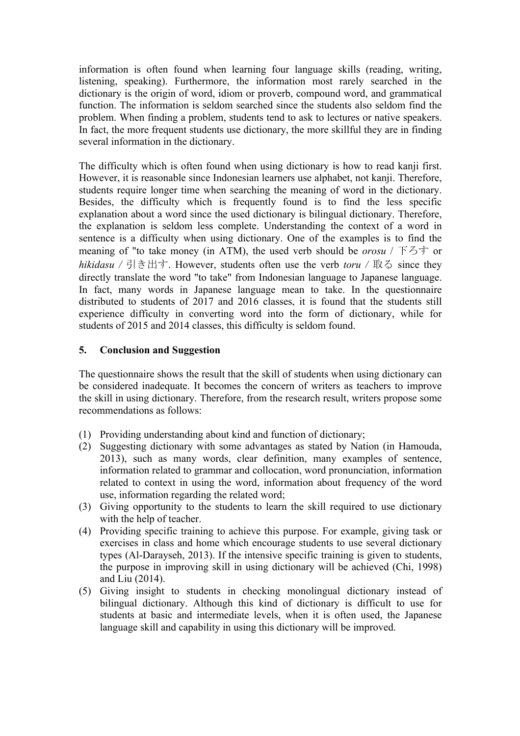information is often found when learning four language skills (reading, writing, listening, speaking). Furthermore, the information most rarely searched in the dictionary is the origin of word, idiom or proverb, compound word, and grammatical function. The information is seldom searched since the students also seldom find the problem. When finding a problem, students tend to ask to lectures or native speakers. In fact, the more frequent students use dictionary, the more skillful they are in finding several information in the dictionary.

The difficulty which is often found when using dictionary is how to read kanji first. However, it is reasonable since Indonesian learners use alphabet, not kanji. Therefore, students require longer time when searching the meaning of word in the dictionary. Besides, the difficulty which is frequently found is to find the less specific explanation about a word since the used dictionary is bilingual dictionary. Therefore, the explanation is seldom less complete. Understanding the context of a word in sentence is a difficulty when using dictionary. One of the examples is to find the meaning of "to take money (in ATM), the used verb should be *orosu* / 下ろす or *hikidasu* / 引き出す. However, students often use the verb *toru* / 取る since they directly translate the word "to take" from Indonesian language to Japanese language. In fact, many words in Japanese language mean to take. In the questionnaire distributed to students of 2017 and 2016 classes, it is found that the students still experience difficulty in converting word into the form of dictionary, while for students of 2015 and 2014 classes, this difficulty is seldom found.

## 5. Conclusion and Suggestion

The questionnaire shows the result that the skill of students when using dictionary can be considered inadequate. It becomes the concern of writers as teachers to improve the skill in using dictionary. Therefore, from the research result, writers propose some recommendations as follows:

(1) Providing understanding about kind and function of dictionary;
(2) Suggesting dictionary with some advantages as stated by Nation (in Hamouda, 2013), such as many words, clear definition, many examples of sentence, information related to grammar and collocation, word pronunciation, information related to context in using the word, information about frequency of the word use, information regarding the related word;
(3) Giving opportunity to the students to learn the skill required to use dictionary with the help of teacher.
(4) Providing specific training to achieve this purpose. For example, giving task or exercises in class and home which encourage students to use several dictionary types (Al-Darayseh, 2013). If the intensive specific training is given to students, the purpose in improving skill in using dictionary will be achieved (Chi, 1998) and Liu (2014).
(5) Giving insight to students in checking monolingual dictionary instead of bilingual dictionary. Although this kind of dictionary is difficult to use for students at basic and intermediate levels, when it is often used, the Japanese language skill and capability in using this dictionary will be improved.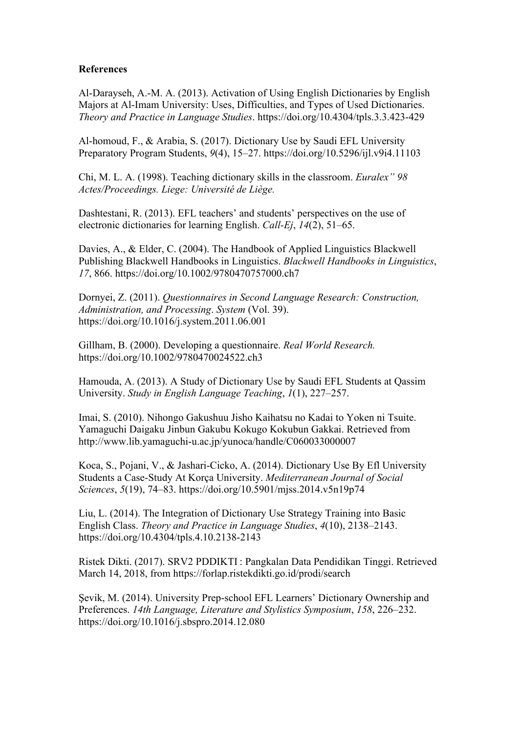**References**

Al-Darayseh, A.-M. A. (2013). Activation of Using English Dictionaries by English Majors at Al-Imam University: Uses, Difficulties, and Types of Used Dictionaries. *Theory and Practice in Language Studies*. https://doi.org/10.4304/tpls.3.3.423-429

Al-homoud, F., & Arabia, S. (2017). Dictionary Use by Saudi EFL University Preparatory Program Students, *9*(4), 15–27. https://doi.org/10.5296/ijl.v9i4.11103

Chi, M. L. A. (1998). Teaching dictionary skills in the classroom. *Euralex" 98 Actes/Proceedings. Liege: Université de Liège.*

Dashtestani, R. (2013). EFL teachers' and students' perspectives on the use of electronic dictionaries for learning English. *Call-Ej*, *14*(2), 51–65.

Davies, A., & Elder, C. (2004). The Handbook of Applied Linguistics Blackwell Publishing Blackwell Handbooks in Linguistics. *Blackwell Handbooks in Linguistics*, *17*, 866. https://doi.org/10.1002/9780470757000.ch7

Dornyei, Z. (2011). *Questionnaires in Second Language Research: Construction, Administration, and Processing*. *System* (Vol. 39). https://doi.org/10.1016/j.system.2011.06.001

Gillham, B. (2000). Developing a questionnaire. *Real World Research.* https://doi.org/10.1002/9780470024522.ch3

Hamouda, A. (2013). A Study of Dictionary Use by Saudi EFL Students at Qassim University. *Study in English Language Teaching*, *1*(1), 227–257.

Imai, S. (2010). Nihongo Gakushuu Jisho Kaihatsu no Kadai to Yoken ni Tsuite. Yamaguchi Daigaku Jinbun Gakubu Kokugo Kokubun Gakkai. Retrieved from http://www.lib.yamaguchi-u.ac.jp/yunoca/handle/C060033000007

Koca, S., Pojani, V., & Jashari-Cicko, A. (2014). Dictionary Use By Efl University Students a Case-Study At Korça University. *Mediterranean Journal of Social Sciences*, *5*(19), 74–83. https://doi.org/10.5901/mjss.2014.v5n19p74

Liu, L. (2014). The Integration of Dictionary Use Strategy Training into Basic English Class. *Theory and Practice in Language Studies*, *4*(10), 2138–2143. https://doi.org/10.4304/tpls.4.10.2138-2143

Ristek Dikti. (2017). SRV2 PDDIKTI : Pangkalan Data Pendidikan Tinggi. Retrieved March 14, 2018, from https://forlap.ristekdikti.go.id/prodi/search

Şevik, M. (2014). University Prep-school EFL Learners' Dictionary Ownership and Preferences. *14th Language, Literature and Stylistics Symposium*, *158*, 226–232. https://doi.org/10.1016/j.sbspro.2014.12.080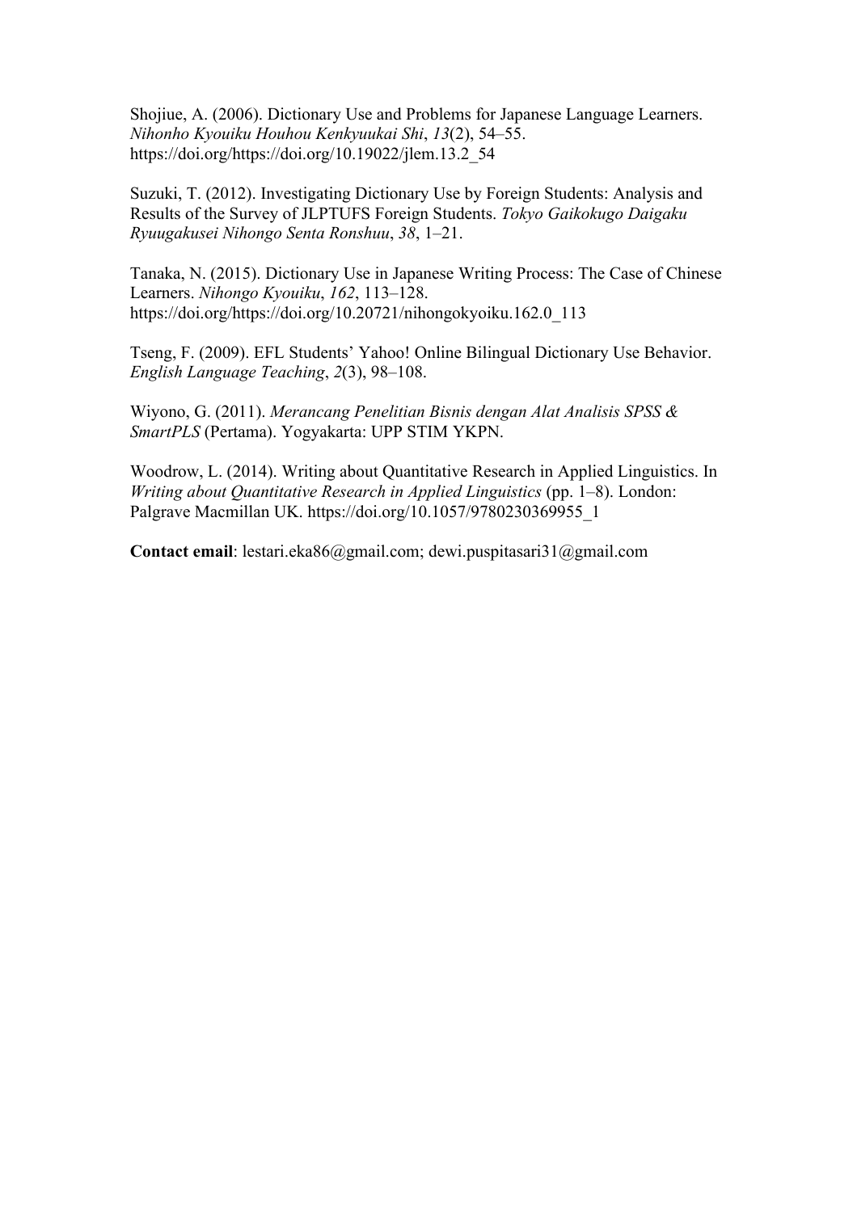Shojiue, A. (2006). Dictionary Use and Problems for Japanese Language Learners. *Nihonho Kyouiku Houhou Kenkyuukai Shi*, *13*(2), 54–55. https://doi.org/https://doi.org/10.19022/jlem.13.2_54

Suzuki, T. (2012). Investigating Dictionary Use by Foreign Students: Analysis and Results of the Survey of JLPTUFS Foreign Students. *Tokyo Gaikokugo Daigaku Ryuugakusei Nihongo Senta Ronshuu*, *38*, 1–21.

Tanaka, N. (2015). Dictionary Use in Japanese Writing Process: The Case of Chinese Learners. *Nihongo Kyouiku*, *162*, 113–128. https://doi.org/https://doi.org/10.20721/nihongokyoiku.162.0_113

Tseng, F. (2009). EFL Students' Yahoo! Online Bilingual Dictionary Use Behavior. *English Language Teaching*, *2*(3), 98–108.

Wiyono, G. (2011). *Merancang Penelitian Bisnis dengan Alat Analisis SPSS & SmartPLS* (Pertama). Yogyakarta: UPP STIM YKPN.

Woodrow, L. (2014). Writing about Quantitative Research in Applied Linguistics. In *Writing about Quantitative Research in Applied Linguistics* (pp. 1–8). London: Palgrave Macmillan UK. https://doi.org/10.1057/9780230369955_1

**Contact email**: lestari.eka86@gmail.com; dewi.puspitasari31@gmail.com